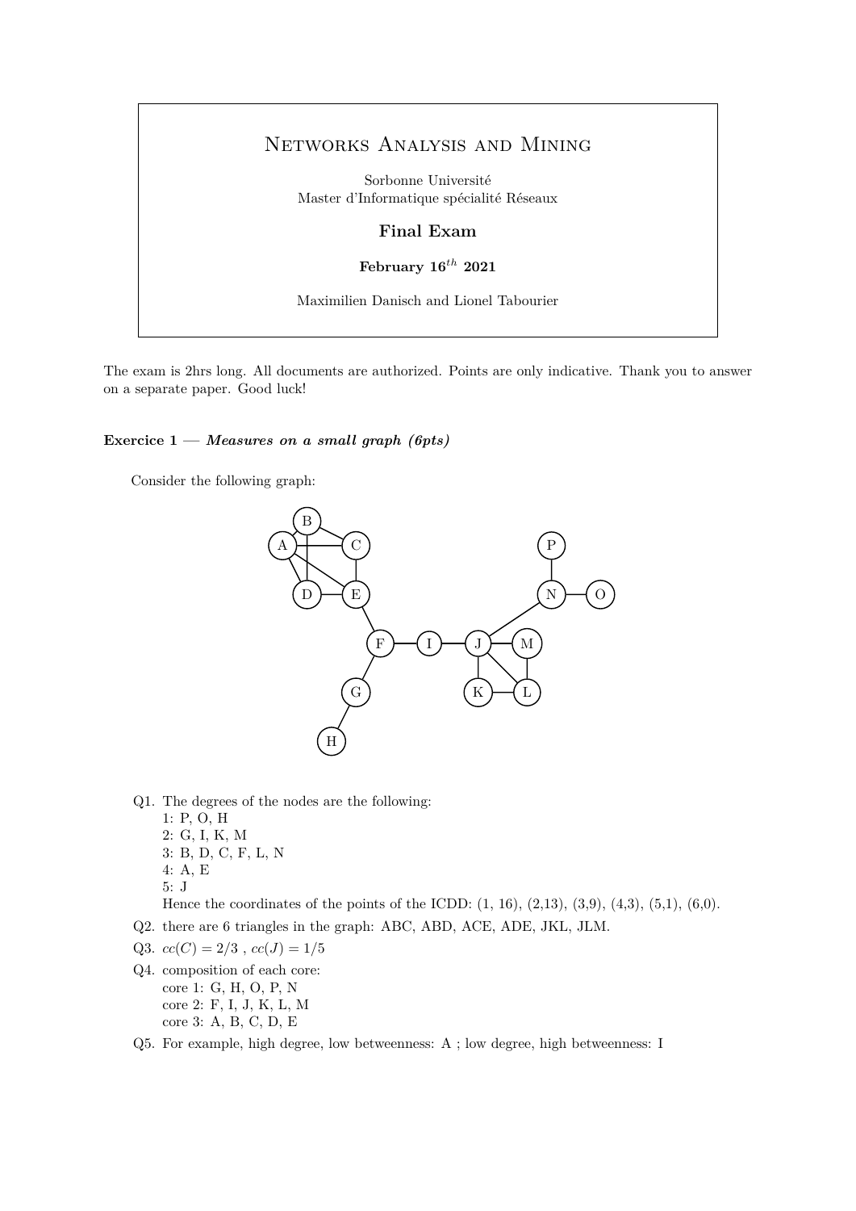# Networks Analysis and Mining

Sorbonne Université
Master d'Informatique spécialité Réseaux

**Final Exam**

**February 16$^{th}$ 2021**

Maximilien Danisch and Lionel Tabourier

The exam is 2hrs long. All documents are authorized. Points are only indicative. Thank you to answer on a separate paper. Good luck!

**Exercice 1 — *Measures on a small graph (6pts)***

Consider the following graph:

Q1. The degrees of the nodes are the following:
1: P, O, H
2: G, I, K, M
3: B, D, C, F, L, N
4: A, E
5: J
Hence the coordinates of the points of the ICDD: (1, 16), (2,13), (3,9), (4,3), (5,1), (6,0).

Q2. there are 6 triangles in the graph: ABC, ABD, ACE, ADE, JKL, JLM.

Q3. $cc(C) = 2/3$ , $cc(J) = 1/5$

Q4. composition of each core:
core 1: G, H, O, P, N
core 2: F, I, J, K, L, M
core 3: A, B, C, D, E

Q5. For example, high degree, low betweenness: A ; low degree, high betweenness: I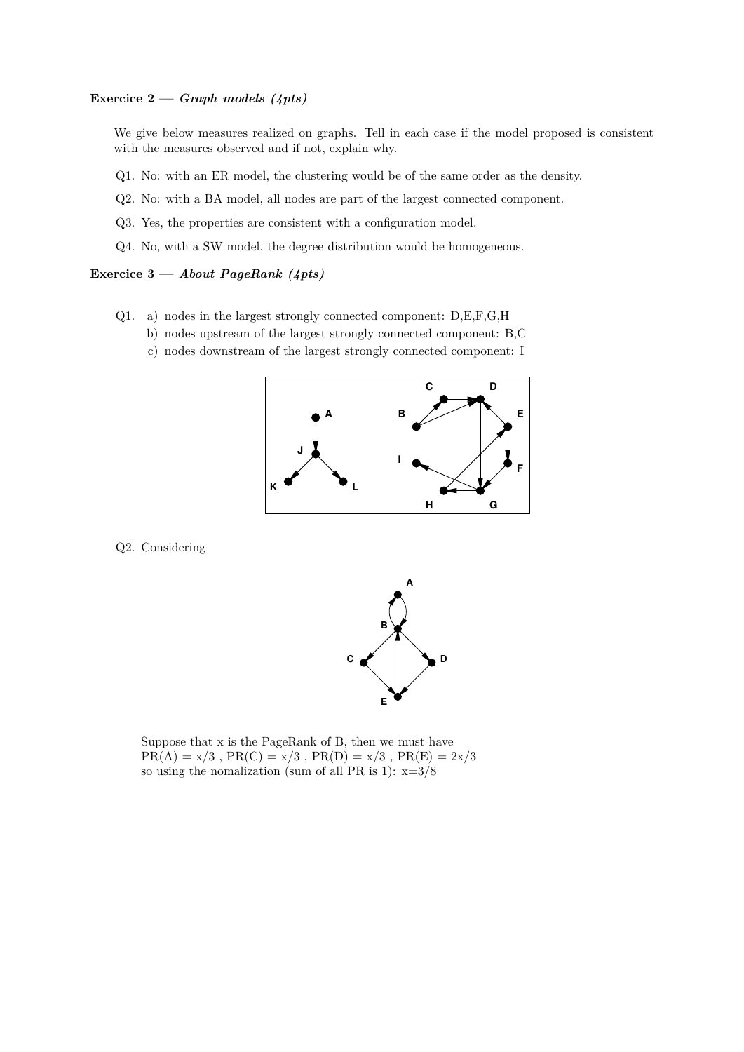**Exercice 2 — *Graph models (4pts)***

We give below measures realized on graphs. Tell in each case if the model proposed is consistent with the measures observed and if not, explain why.

Q1. No: with an ER model, the clustering would be of the same order as the density.

Q2. No: with a BA model, all nodes are part of the largest connected component.

Q3. Yes, the properties are consistent with a configuration model.

Q4. No, with a SW model, the degree distribution would be homogeneous.

**Exercice 3 — *About PageRank (4pts)***

Q1. a) nodes in the largest strongly connected component: D,E,F,G,H
   b) nodes upstream of the largest strongly connected component: B,C
   c) nodes downstream of the largest strongly connected component: I

Q2. Considering

Suppose that x is the PageRank of B, then we must have
PR(A) = x/3 , PR(C) = x/3 , PR(D) = x/3 , PR(E) = 2x/3
so using the nomalization (sum of all PR is 1): x=3/8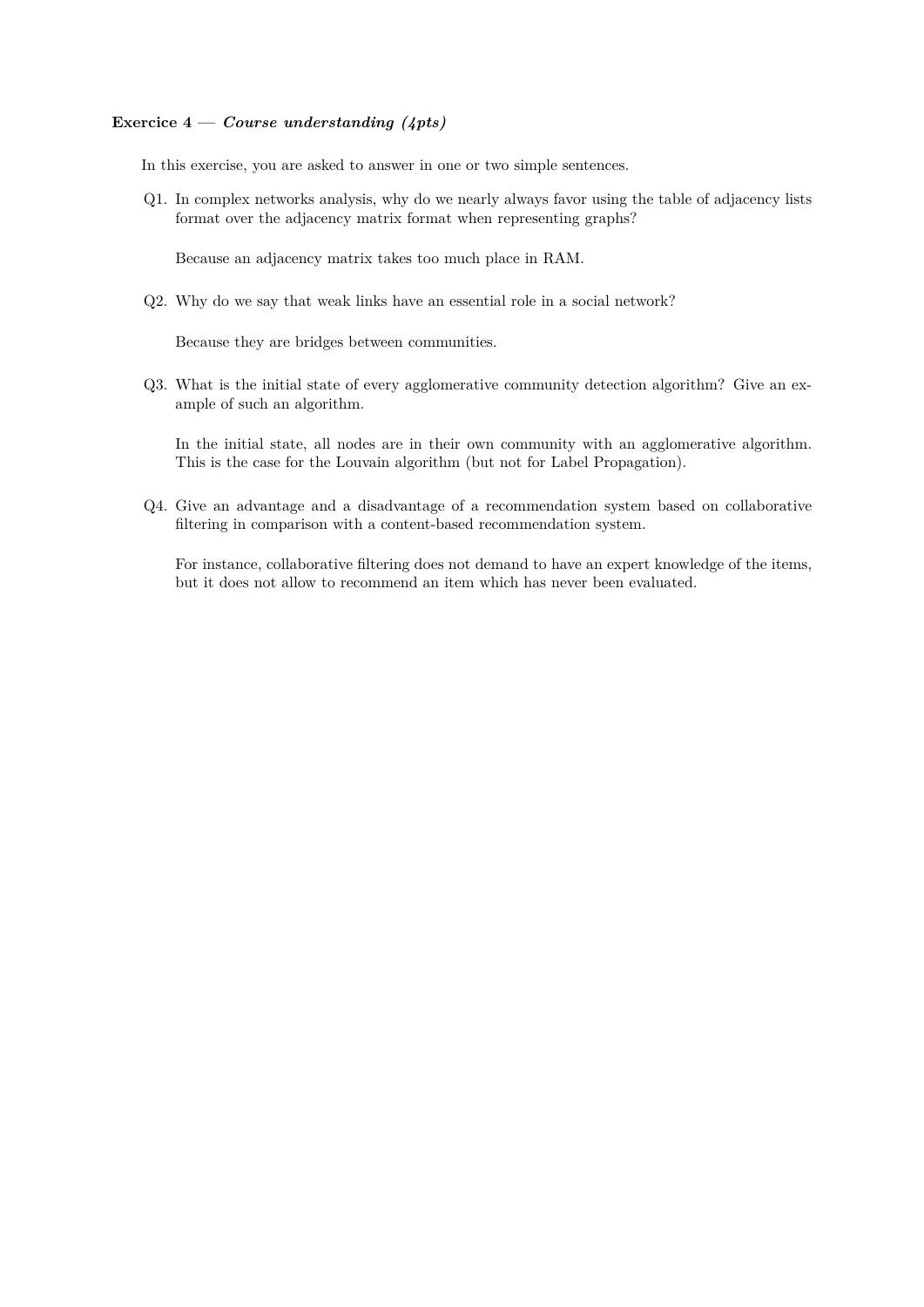**Exercice 4 — *Course understanding (4pts)***

In this exercise, you are asked to answer in one or two simple sentences.

Q1. In complex networks analysis, why do we nearly always favor using the table of adjacency lists format over the adjacency matrix format when representing graphs?

Because an adjacency matrix takes too much place in RAM.

Q2. Why do we say that weak links have an essential role in a social network?

Because they are bridges between communities.

Q3. What is the initial state of every agglomerative community detection algorithm? Give an example of such an algorithm.

In the initial state, all nodes are in their own community with an agglomerative algorithm. This is the case for the Louvain algorithm (but not for Label Propagation).

Q4. Give an advantage and a disadvantage of a recommendation system based on collaborative filtering in comparison with a content-based recommendation system.

For instance, collaborative filtering does not demand to have an expert knowledge of the items, but it does not allow to recommend an item which has never been evaluated.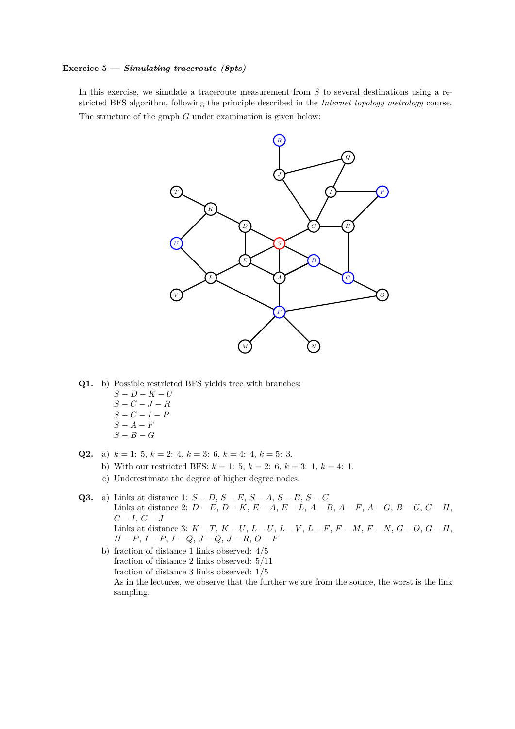**Exercice 5 — *Simulating traceroute (8pts)***

In this exercise, we simulate a traceroute measurement from $S$ to several destinations using a restricted BFS algorithm, following the principle described in the *Internet topology metrology* course.

The structure of the graph $G$ under examination is given below:

**Q1.** b) Possible restricted BFS yields tree with branches:
$S-D-K-U$
$S-C-J-R$
$S-C-I-P$
$S-A-F$
$S-B-G$

**Q2.** a) $k=1$: 5, $k=2$: 4, $k=3$: 6, $k=4$: 4, $k=5$: 3.

b) With our restricted BFS: $k=1$: 5, $k=2$: 6, $k=3$: 1, $k=4$: 1.

c) Underestimate the degree of higher degree nodes.

**Q3.** a) Links at distance 1: $S-D$, $S-E$, $S-A$, $S-B$, $S-C$
Links at distance 2: $D-E$, $D-K$, $E-A$, $E-L$, $A-B$, $A-F$, $A-G$, $B-G$, $C-H$, $C-I$, $C-J$
Links at distance 3: $K-T$, $K-U$, $L-U$, $L-V$, $L-F$, $F-M$, $F-N$, $G-O$, $G-H$, $H-P$, $I-P$, $I-Q$, $J-Q$, $J-R$, $O-F$

b) fraction of distance 1 links observed: 4/5
fraction of distance 2 links observed: 5/11
fraction of distance 3 links observed: 1/5
As in the lectures, we observe that the further we are from the source, the worst is the link sampling.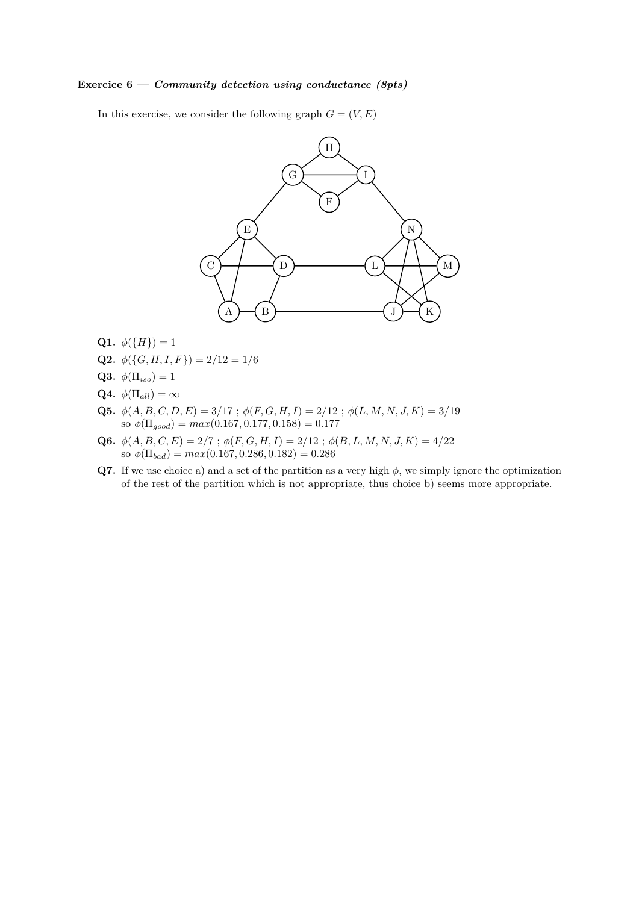**Exercice 6 — *Community detection using conductance (8pts)***

In this exercise, we consider the following graph $G = (V, E)$

H
G
I
F
E
N
C
D
L
M
A
B
J
K

**Q1.** $\phi(\{H\}) = 1$

**Q2.** $\phi(\{G, H, I, F\}) = 2/12 = 1/6$

**Q3.** $\phi(\Pi_{iso}) = 1$

**Q4.** $\phi(\Pi_{all}) = \infty$

**Q5.** $\phi(A, B, C, D, E) = 3/17$ ; $\phi(F, G, H, I) = 2/12$ ; $\phi(L, M, N, J, K) = 3/19$
so $\phi(\Pi_{good}) = max(0.167, 0.177, 0.158) = 0.177$

**Q6.** $\phi(A, B, C, E) = 2/7$ ; $\phi(F, G, H, I) = 2/12$ ; $\phi(B, L, M, N, J, K) = 4/22$
so $\phi(\Pi_{bad}) = max(0.167, 0.286, 0.182) = 0.286$

**Q7.** If we use choice a) and a set of the partition as a very high $\phi$, we simply ignore the optimization of the rest of the partition which is not appropriate, thus choice b) seems more appropriate.